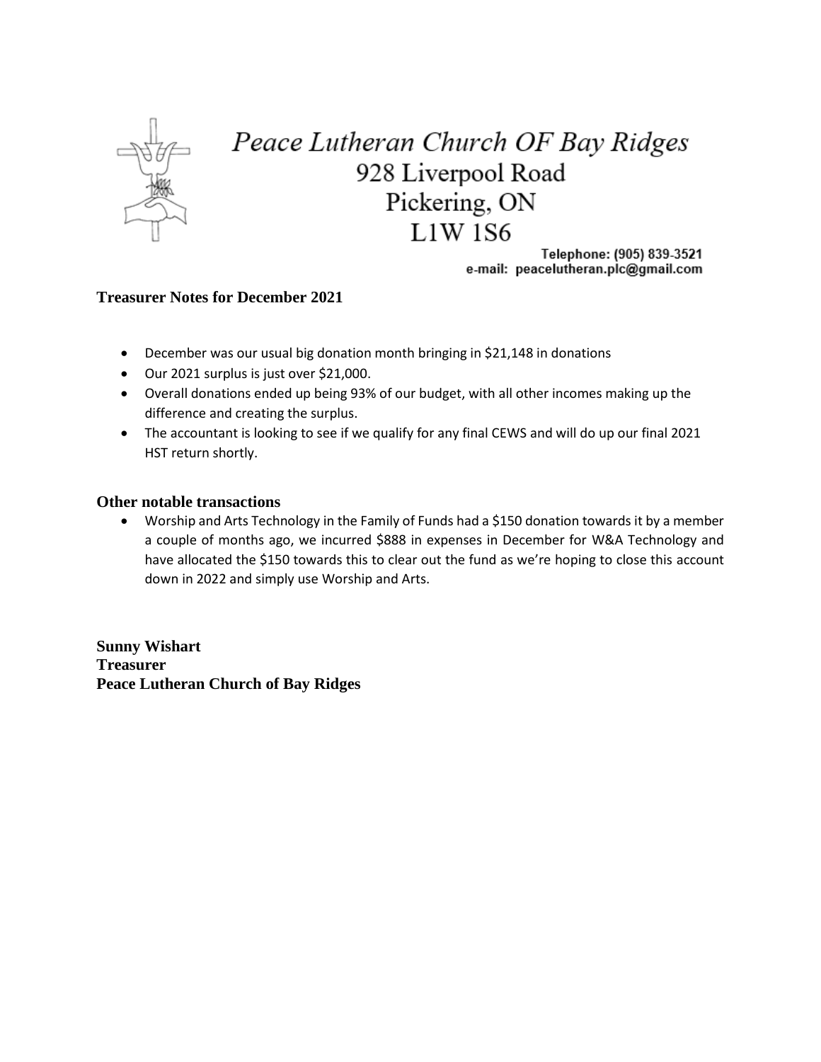# Peace Lutheran Church OF Bay Ridges

928 Liverpool Road
Pickering, ON
L1W 1S6

Telephone: (905) 839-3521
e-mail: peacelutheran.plc@gmail.com

## Treasurer Notes for December 2021

- December was our usual big donation month bringing in $21,148 in donations
- Our 2021 surplus is just over $21,000.
- Overall donations ended up being 93% of our budget, with all other incomes making up the difference and creating the surplus.
- The accountant is looking to see if we qualify for any final CEWS and will do up our final 2021 HST return shortly.

## Other notable transactions

- Worship and Arts Technology in the Family of Funds had a $150 donation towards it by a member a couple of months ago, we incurred $888 in expenses in December for W&A Technology and have allocated the $150 towards this to clear out the fund as we're hoping to close this account down in 2022 and simply use Worship and Arts.

**Sunny Wishart**
**Treasurer**
**Peace Lutheran Church of Bay Ridges**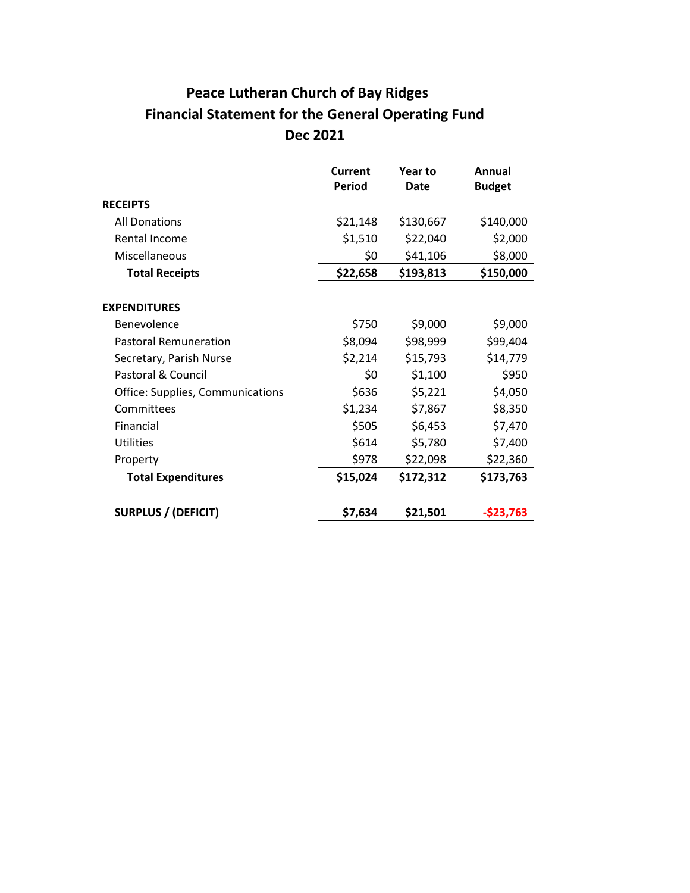# Peace Lutheran Church of Bay Ridges
## Financial Statement for the General Operating Fund
### Dec 2021

| | Current Period | Year to Date | Annual Budget |
|---|---|---|---|
| **RECEIPTS** | | | |
| All Donations | $21,148 | $130,667 | $140,000 |
| Rental Income | $1,510 | $22,040 | $2,000 |
| Miscellaneous | $0 | $41,106 | $8,000 |
| **Total Receipts** | **$22,658** | **$193,813** | **$150,000** |
| | | | |
| **EXPENDITURES** | | | |
| Benevolence | $750 | $9,000 | $9,000 |
| Pastoral Remuneration | $8,094 | $98,999 | $99,404 |
| Secretary, Parish Nurse | $2,214 | $15,793 | $14,779 |
| Pastoral & Council | $0 | $1,100 | $950 |
| Office: Supplies, Communications | $636 | $5,221 | $4,050 |
| Committees | $1,234 | $7,867 | $8,350 |
| Financial | $505 | $6,453 | $7,470 |
| Utilities | $614 | $5,780 | $7,400 |
| Property | $978 | $22,098 | $22,360 |
| **Total Expenditures** | **$15,024** | **$172,312** | **$173,763** |
| | | | |
| **SURPLUS / (DEFICIT)** | **$7,634** | **$21,501** | **-$23,763** |